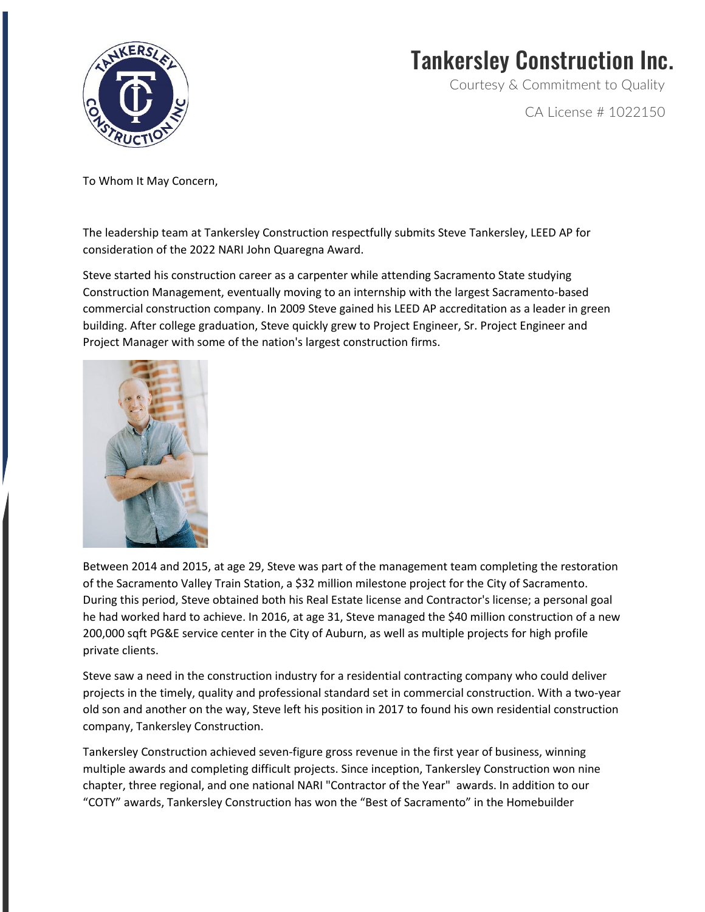# Tankersley Construction Inc.

Courtesy & Commitment to Quality

CA License # 1022150

To Whom It May Concern,

The leadership team at Tankersley Construction respectfully submits Steve Tankersley, LEED AP for consideration of the 2022 NARI John Quaregna Award.

Steve started his construction career as a carpenter while attending Sacramento State studying Construction Management, eventually moving to an internship with the largest Sacramento-based commercial construction company. In 2009 Steve gained his LEED AP accreditation as a leader in green building. After college graduation, Steve quickly grew to Project Engineer, Sr. Project Engineer and Project Manager with some of the nation's largest construction firms.

Between 2014 and 2015, at age 29, Steve was part of the management team completing the restoration of the Sacramento Valley Train Station, a $32 million milestone project for the City of Sacramento. During this period, Steve obtained both his Real Estate license and Contractor's license; a personal goal he had worked hard to achieve. In 2016, at age 31, Steve managed the $40 million construction of a new 200,000 sqft PG&E service center in the City of Auburn, as well as multiple projects for high profile private clients.

Steve saw a need in the construction industry for a residential contracting company who could deliver projects in the timely, quality and professional standard set in commercial construction. With a two-year old son and another on the way, Steve left his position in 2017 to found his own residential construction company, Tankersley Construction.

Tankersley Construction achieved seven-figure gross revenue in the first year of business, winning multiple awards and completing difficult projects. Since inception, Tankersley Construction won nine chapter, three regional, and one national NARI "Contractor of the Year" awards. In addition to our "COTY" awards, Tankersley Construction has won the "Best of Sacramento" in the Homebuilder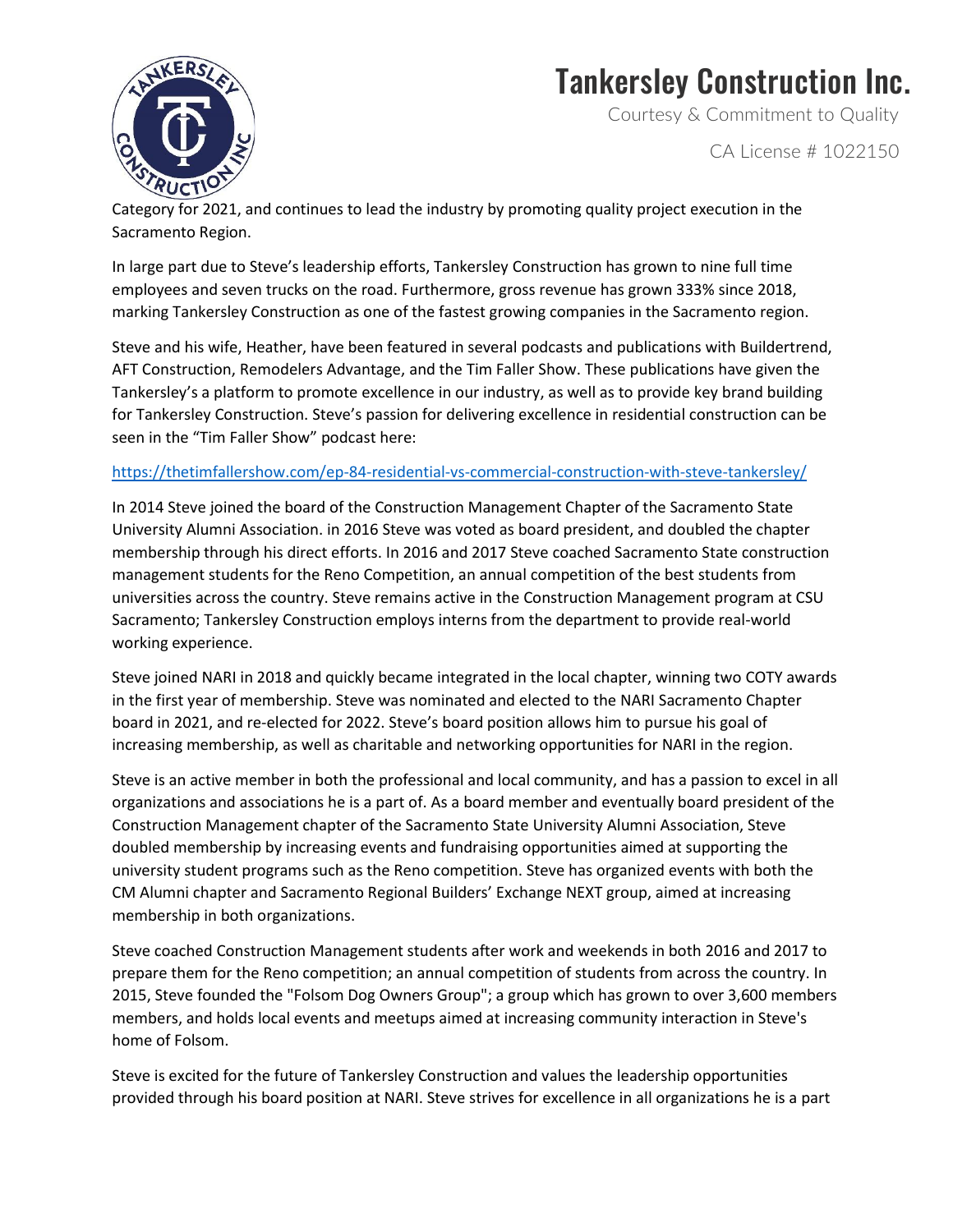Category for 2021, and continues to lead the industry by promoting quality project execution in the Sacramento Region.

In large part due to Steve's leadership efforts, Tankersley Construction has grown to nine full time employees and seven trucks on the road. Furthermore, gross revenue has grown 333% since 2018, marking Tankersley Construction as one of the fastest growing companies in the Sacramento region.

Steve and his wife, Heather, have been featured in several podcasts and publications with Buildertrend, AFT Construction, Remodelers Advantage, and the Tim Faller Show. These publications have given the Tankersley's a platform to promote excellence in our industry, as well as to provide key brand building for Tankersley Construction. Steve's passion for delivering excellence in residential construction can be seen in the "Tim Faller Show" podcast here:

https://thetimfallershow.com/ep-84-residential-vs-commercial-construction-with-steve-tankersley/

In 2014 Steve joined the board of the Construction Management Chapter of the Sacramento State University Alumni Association. in 2016 Steve was voted as board president, and doubled the chapter membership through his direct efforts. In 2016 and 2017 Steve coached Sacramento State construction management students for the Reno Competition, an annual competition of the best students from universities across the country. Steve remains active in the Construction Management program at CSU Sacramento; Tankersley Construction employs interns from the department to provide real-world working experience.

Steve joined NARI in 2018 and quickly became integrated in the local chapter, winning two COTY awards in the first year of membership. Steve was nominated and elected to the NARI Sacramento Chapter board in 2021, and re-elected for 2022. Steve's board position allows him to pursue his goal of increasing membership, as well as charitable and networking opportunities for NARI in the region.

Steve is an active member in both the professional and local community, and has a passion to excel in all organizations and associations he is a part of. As a board member and eventually board president of the Construction Management chapter of the Sacramento State University Alumni Association, Steve doubled membership by increasing events and fundraising opportunities aimed at supporting the university student programs such as the Reno competition. Steve has organized events with both the CM Alumni chapter and Sacramento Regional Builders' Exchange NEXT group, aimed at increasing membership in both organizations.

Steve coached Construction Management students after work and weekends in both 2016 and 2017 to prepare them for the Reno competition; an annual competition of students from across the country. In 2015, Steve founded the "Folsom Dog Owners Group"; a group which has grown to over 3,600 members members, and holds local events and meetups aimed at increasing community interaction in Steve's home of Folsom.

Steve is excited for the future of Tankersley Construction and values the leadership opportunities provided through his board position at NARI. Steve strives for excellence in all organizations he is a part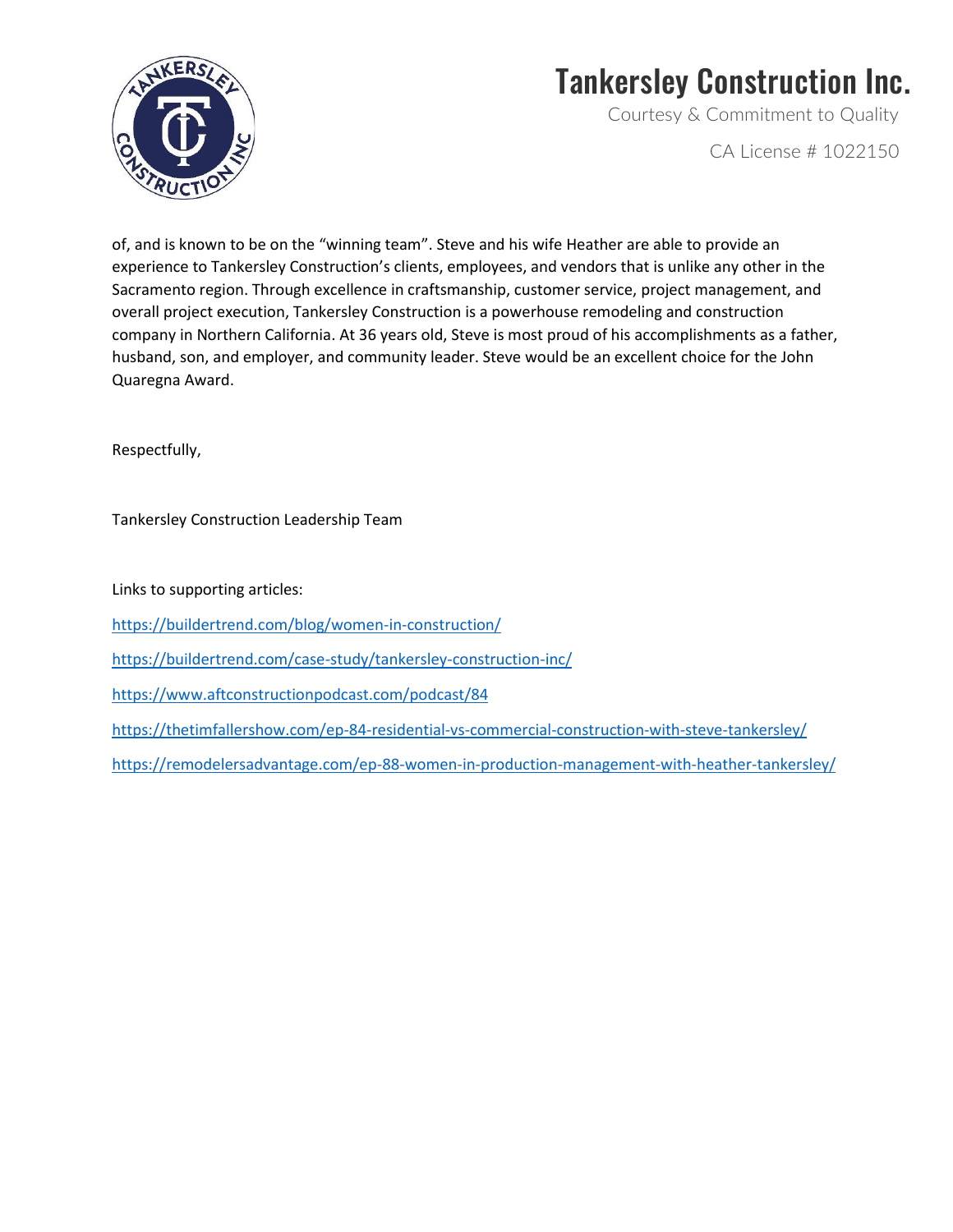of, and is known to be on the "winning team". Steve and his wife Heather are able to provide an experience to Tankersley Construction's clients, employees, and vendors that is unlike any other in the Sacramento region. Through excellence in craftsmanship, customer service, project management, and overall project execution, Tankersley Construction is a powerhouse remodeling and construction company in Northern California. At 36 years old, Steve is most proud of his accomplishments as a father, husband, son, and employer, and community leader. Steve would be an excellent choice for the John Quaregna Award.

Respectfully,

Tankersley Construction Leadership Team

Links to supporting articles:

https://buildertrend.com/blog/women-in-construction/

https://buildertrend.com/case-study/tankersley-construction-inc/

https://www.aftconstructionpodcast.com/podcast/84

https://thetimfallershow.com/ep-84-residential-vs-commercial-construction-with-steve-tankersley/

https://remodelersadvantage.com/ep-88-women-in-production-management-with-heather-tankersley/